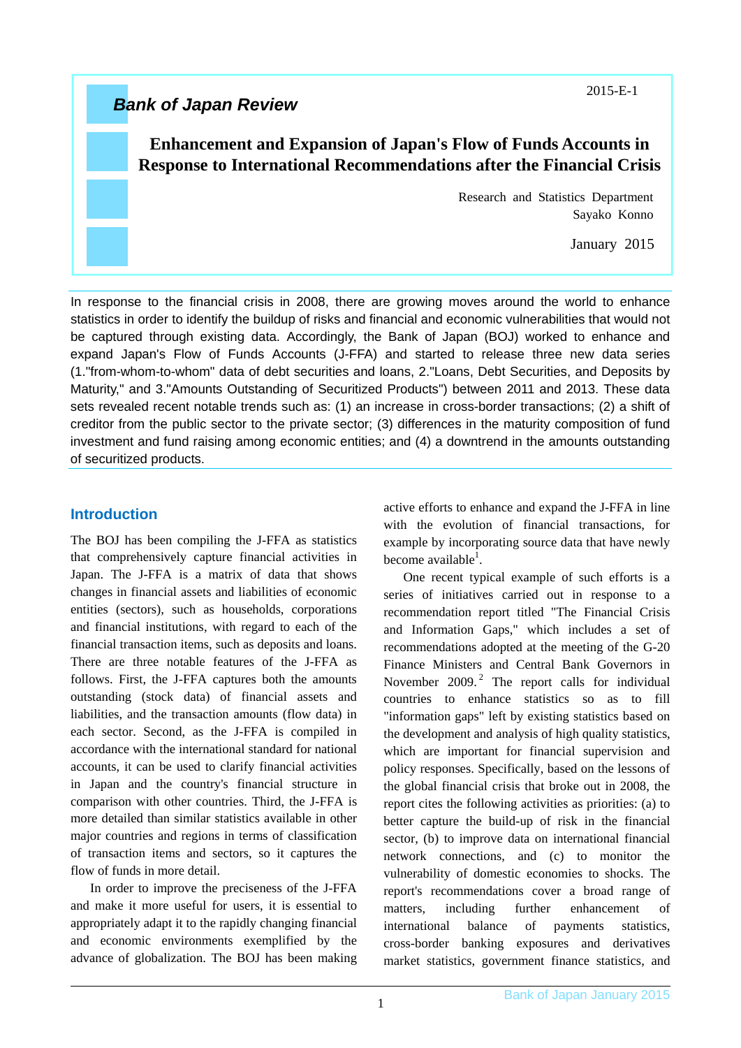*Bank of Japan Review*

2015-E-1

# Enhancement and Expansion of Japan's Flow of Funds Accounts in Response to International Recommendations after the Financial Crisis

Research and Statistics Department
Sayako Konno

January 2015

In response to the financial crisis in 2008, there are growing moves around the world to enhance statistics in order to identify the buildup of risks and financial and economic vulnerabilities that would not be captured through existing data. Accordingly, the Bank of Japan (BOJ) worked to enhance and expand Japan's Flow of Funds Accounts (J-FFA) and started to release three new data series (1."from-whom-to-whom" data of debt securities and loans, 2."Loans, Debt Securities, and Deposits by Maturity," and 3."Amounts Outstanding of Securitized Products") between 2011 and 2013. These data sets revealed recent notable trends such as: (1) an increase in cross-border transactions; (2) a shift of creditor from the public sector to the private sector; (3) differences in the maturity composition of fund investment and fund raising among economic entities; and (4) a downtrend in the amounts outstanding of securitized products.

## Introduction

The BOJ has been compiling the J-FFA as statistics that comprehensively capture financial activities in Japan. The J-FFA is a matrix of data that shows changes in financial assets and liabilities of economic entities (sectors), such as households, corporations and financial institutions, with regard to each of the financial transaction items, such as deposits and loans. There are three notable features of the J-FFA as follows. First, the J-FFA captures both the amounts outstanding (stock data) of financial assets and liabilities, and the transaction amounts (flow data) in each sector. Second, as the J-FFA is compiled in accordance with the international standard for national accounts, it can be used to clarify financial activities in Japan and the country's financial structure in comparison with other countries. Third, the J-FFA is more detailed than similar statistics available in other major countries and regions in terms of classification of transaction items and sectors, so it captures the flow of funds in more detail.

In order to improve the preciseness of the J-FFA and make it more useful for users, it is essential to appropriately adapt it to the rapidly changing financial and economic environments exemplified by the advance of globalization. The BOJ has been making active efforts to enhance and expand the J-FFA in line with the evolution of financial transactions, for example by incorporating source data that have newly become available[1].

One recent typical example of such efforts is a series of initiatives carried out in response to a recommendation report titled "The Financial Crisis and Information Gaps," which includes a set of recommendations adopted at the meeting of the G-20 Finance Ministers and Central Bank Governors in November 2009.[2] The report calls for individual countries to enhance statistics so as to fill "information gaps" left by existing statistics based on the development and analysis of high quality statistics, which are important for financial supervision and policy responses. Specifically, based on the lessons of the global financial crisis that broke out in 2008, the report cites the following activities as priorities: (a) to better capture the build-up of risk in the financial sector, (b) to improve data on international financial network connections, and (c) to monitor the vulnerability of domestic economies to shocks. The report's recommendations cover a broad range of matters, including further enhancement of international balance of payments statistics, cross-border banking exposures and derivatives market statistics, government finance statistics, and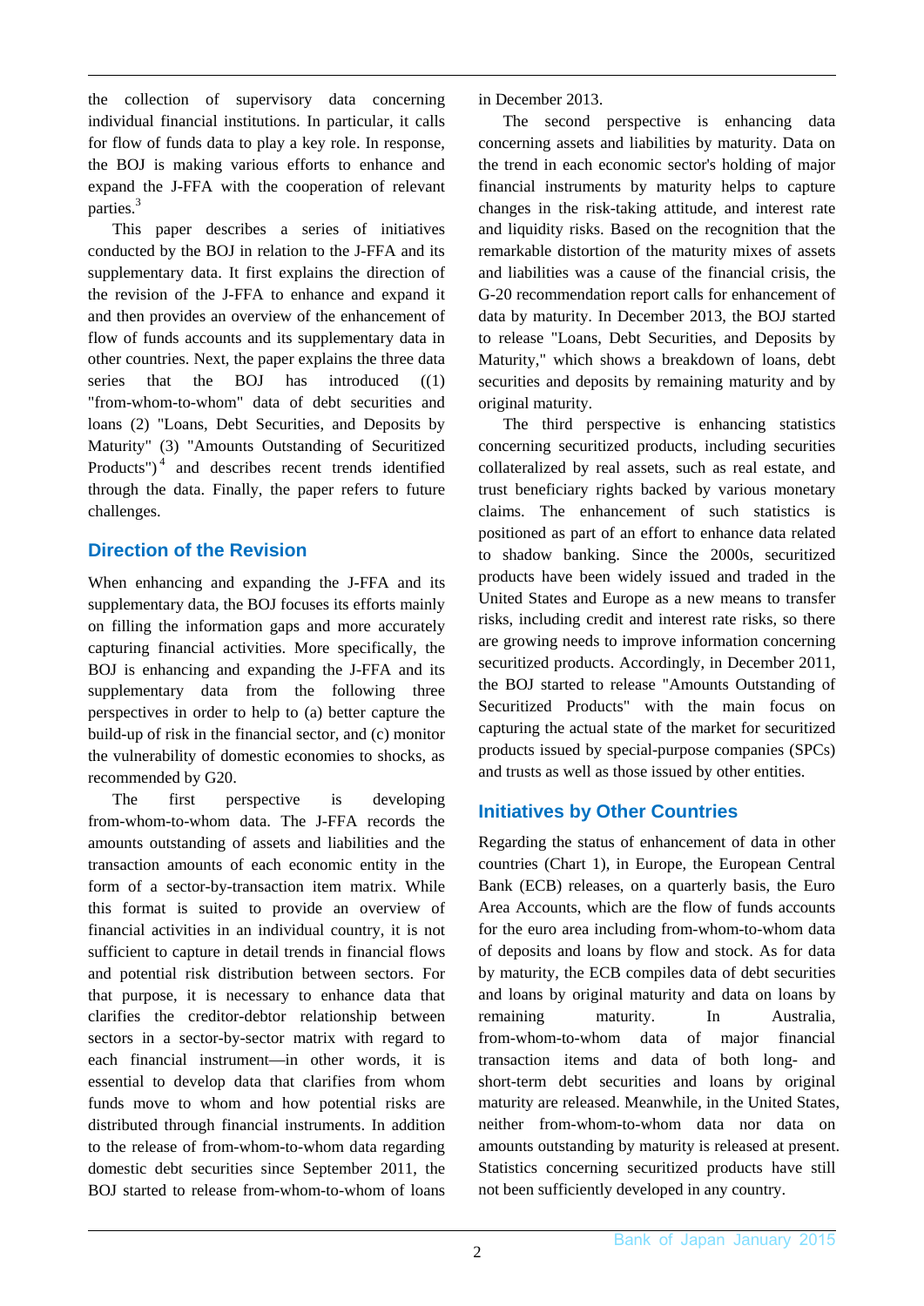the collection of supervisory data concerning individual financial institutions. In particular, it calls for flow of funds data to play a key role. In response, the BOJ is making various efforts to enhance and expand the J-FFA with the cooperation of relevant parties.[3]

This paper describes a series of initiatives conducted by the BOJ in relation to the J-FFA and its supplementary data. It first explains the direction of the revision of the J-FFA to enhance and expand it and then provides an overview of the enhancement of flow of funds accounts and its supplementary data in other countries. Next, the paper explains the three data series that the BOJ has introduced ((1) "from-whom-to-whom" data of debt securities and loans (2) "Loans, Debt Securities, and Deposits by Maturity" (3) "Amounts Outstanding of Securitized Products")[4] and describes recent trends identified through the data. Finally, the paper refers to future challenges.

## Direction of the Revision

When enhancing and expanding the J-FFA and its supplementary data, the BOJ focuses its efforts mainly on filling the information gaps and more accurately capturing financial activities. More specifically, the BOJ is enhancing and expanding the J-FFA and its supplementary data from the following three perspectives in order to help to (a) better capture the build-up of risk in the financial sector, and (c) monitor the vulnerability of domestic economies to shocks, as recommended by G20.

The first perspective is developing from-whom-to-whom data. The J-FFA records the amounts outstanding of assets and liabilities and the transaction amounts of each economic entity in the form of a sector-by-transaction item matrix. While this format is suited to provide an overview of financial activities in an individual country, it is not sufficient to capture in detail trends in financial flows and potential risk distribution between sectors. For that purpose, it is necessary to enhance data that clarifies the creditor-debtor relationship between sectors in a sector-by-sector matrix with regard to each financial instrument—in other words, it is essential to develop data that clarifies from whom funds move to whom and how potential risks are distributed through financial instruments. In addition to the release of from-whom-to-whom data regarding domestic debt securities since September 2011, the BOJ started to release from-whom-to-whom of loans in December 2013.

The second perspective is enhancing data concerning assets and liabilities by maturity. Data on the trend in each economic sector's holding of major financial instruments by maturity helps to capture changes in the risk-taking attitude, and interest rate and liquidity risks. Based on the recognition that the remarkable distortion of the maturity mixes of assets and liabilities was a cause of the financial crisis, the G-20 recommendation report calls for enhancement of data by maturity. In December 2013, the BOJ started to release "Loans, Debt Securities, and Deposits by Maturity," which shows a breakdown of loans, debt securities and deposits by remaining maturity and by original maturity.

The third perspective is enhancing statistics concerning securitized products, including securities collateralized by real assets, such as real estate, and trust beneficiary rights backed by various monetary claims. The enhancement of such statistics is positioned as part of an effort to enhance data related to shadow banking. Since the 2000s, securitized products have been widely issued and traded in the United States and Europe as a new means to transfer risks, including credit and interest rate risks, so there are growing needs to improve information concerning securitized products. Accordingly, in December 2011, the BOJ started to release "Amounts Outstanding of Securitized Products" with the main focus on capturing the actual state of the market for securitized products issued by special-purpose companies (SPCs) and trusts as well as those issued by other entities.

## Initiatives by Other Countries

Regarding the status of enhancement of data in other countries (Chart 1), in Europe, the European Central Bank (ECB) releases, on a quarterly basis, the Euro Area Accounts, which are the flow of funds accounts for the euro area including from-whom-to-whom data of deposits and loans by flow and stock. As for data by maturity, the ECB compiles data of debt securities and loans by original maturity and data on loans by remaining maturity. In Australia, from-whom-to-whom data of major financial transaction items and data of both long- and short-term debt securities and loans by original maturity are released. Meanwhile, in the United States, neither from-whom-to-whom data nor data on amounts outstanding by maturity is released at present. Statistics concerning securitized products have still not been sufficiently developed in any country.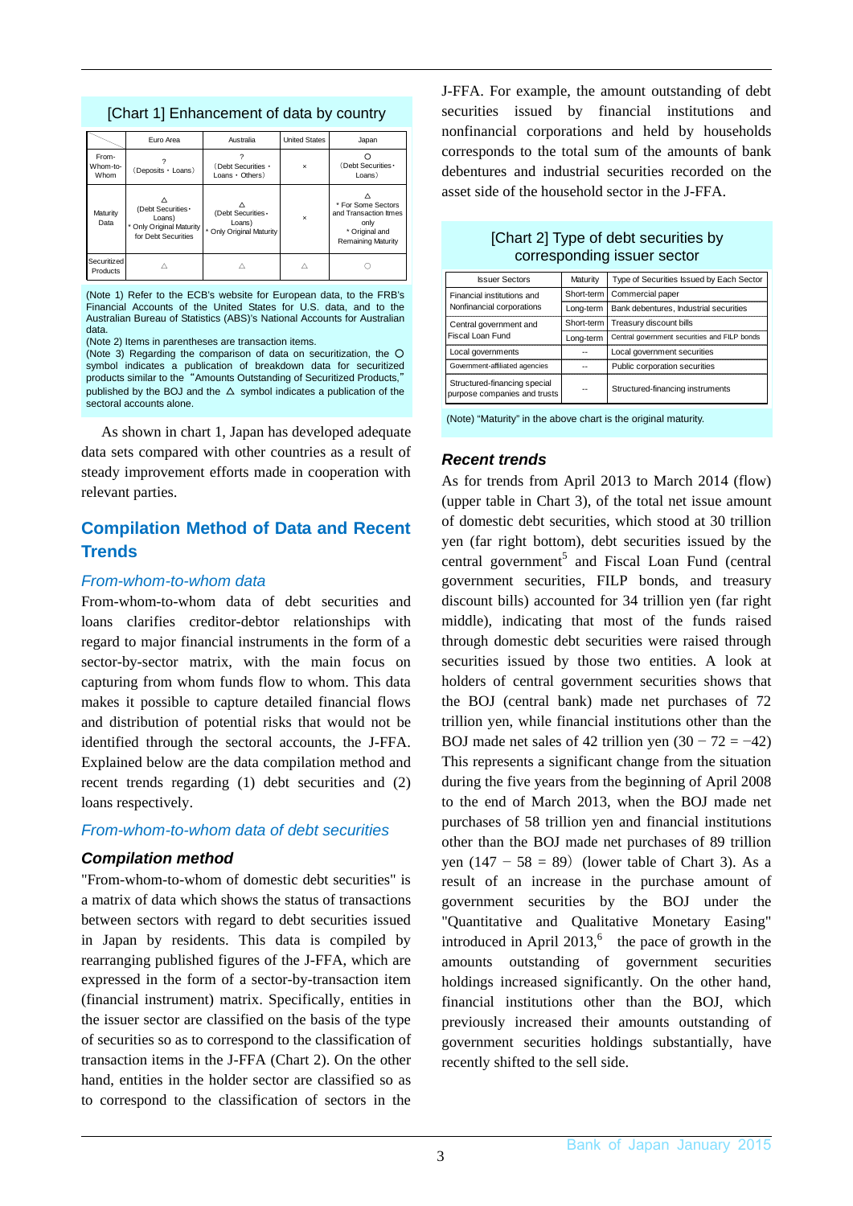[Chart 1] Enhancement of data by country

| | Euro Area | Australia | United States | Japan |
|---|---|---|---|---|
| From-Whom-to-Whom | ?<br>（Deposits・Loans） | ?<br>（Debt Securities・Loans・Others） | × | ○<br>（Debt Securities・Loans） |
| Maturity Data | △<br>(Debt Securities・Loans)<br>* Only Original Maturity for Debt Securities | △<br>(Debt Securities・Loans)<br>* Only Original Maturity | × | △<br>* For Some Sectors and Transaction Items only<br>* Original and Remaining Maturity |
| Securitized Products | △ | △ | △ | ○ |

(Note 1) Refer to the ECB's website for European data, to the FRB's Financial Accounts of the United States for U.S. data, and to the Australian Bureau of Statistics (ABS)'s National Accounts for Australian data.
(Note 2) Items in parentheses are transaction items.
(Note 3) Regarding the comparison of data on securitization, the ○ symbol indicates a publication of breakdown data for securitized products similar to the "Amounts Outstanding of Securitized Products," published by the BOJ and the △ symbol indicates a publication of the sectoral accounts alone.

As shown in chart 1, Japan has developed adequate data sets compared with other countries as a result of steady improvement efforts made in cooperation with relevant parties.

## Compilation Method of Data and Recent Trends

### *From-whom-to-whom data*

From-whom-to-whom data of debt securities and loans clarifies creditor-debtor relationships with regard to major financial instruments in the form of a sector-by-sector matrix, with the main focus on capturing from whom funds flow to whom. This data makes it possible to capture detailed financial flows and distribution of potential risks that would not be identified through the sectoral accounts, the J-FFA. Explained below are the data compilation method and recent trends regarding (1) debt securities and (2) loans respectively.

### *From-whom-to-whom data of debt securities*

#### ***Compilation method***

"From-whom-to-whom of domestic debt securities" is a matrix of data which shows the status of transactions between sectors with regard to debt securities issued in Japan by residents. This data is compiled by rearranging published figures of the J-FFA, which are expressed in the form of a sector-by-transaction item (financial instrument) matrix. Specifically, entities in the issuer sector are classified on the basis of the type of securities so as to correspond to the classification of transaction items in the J-FFA (Chart 2). On the other hand, entities in the holder sector are classified so as to correspond to the classification of sectors in the J-FFA. For example, the amount outstanding of debt securities issued by financial institutions and nonfinancial corporations and held by households corresponds to the total sum of the amounts of bank debentures and industrial securities recorded on the asset side of the household sector in the J-FFA.

[Chart 2] Type of debt securities by corresponding issuer sector

| Issuer Sectors | Maturity | Type of Securities Issued by Each Sector |
|---|---|---|
| Financial institutions and Nonfinancial corporations | Short-term | Commercial paper |
| | Long-term | Bank debentures, Industrial securities |
| Central government and Fiscal Loan Fund | Short-term | Treasury discount bills |
| | Long-term | Central government securities and FILP bonds |
| Local governments | -- | Local government securities |
| Government-affiliated agencies | -- | Public corporation securities |
| Structured-financing special purpose companies and trusts | -- | Structured-financing instruments |

(Note) "Maturity" in the above chart is the original maturity.

#### ***Recent trends***

As for trends from April 2013 to March 2014 (flow) (upper table in Chart 3), of the total net issue amount of domestic debt securities, which stood at 30 trillion yen (far right bottom), debt securities issued by the central government[5] and Fiscal Loan Fund (central government securities, FILP bonds, and treasury discount bills) accounted for 34 trillion yen (far right middle), indicating that most of the funds raised through domestic debt securities were raised through securities issued by those two entities. A look at holders of central government securities shows that the BOJ (central bank) made net purchases of 72 trillion yen, while financial institutions other than the BOJ made net sales of 42 trillion yen (30 − 72 = −42) This represents a significant change from the situation during the five years from the beginning of April 2008 to the end of March 2013, when the BOJ made net purchases of 58 trillion yen and financial institutions other than the BOJ made net purchases of 89 trillion yen (147 − 58 = 89) (lower table of Chart 3). As a result of an increase in the purchase amount of government securities by the BOJ under the "Quantitative and Qualitative Monetary Easing" introduced in April 2013,[6] the pace of growth in the amounts outstanding of government securities holdings increased significantly. On the other hand, financial institutions other than the BOJ, which previously increased their amounts outstanding of government securities holdings substantially, have recently shifted to the sell side.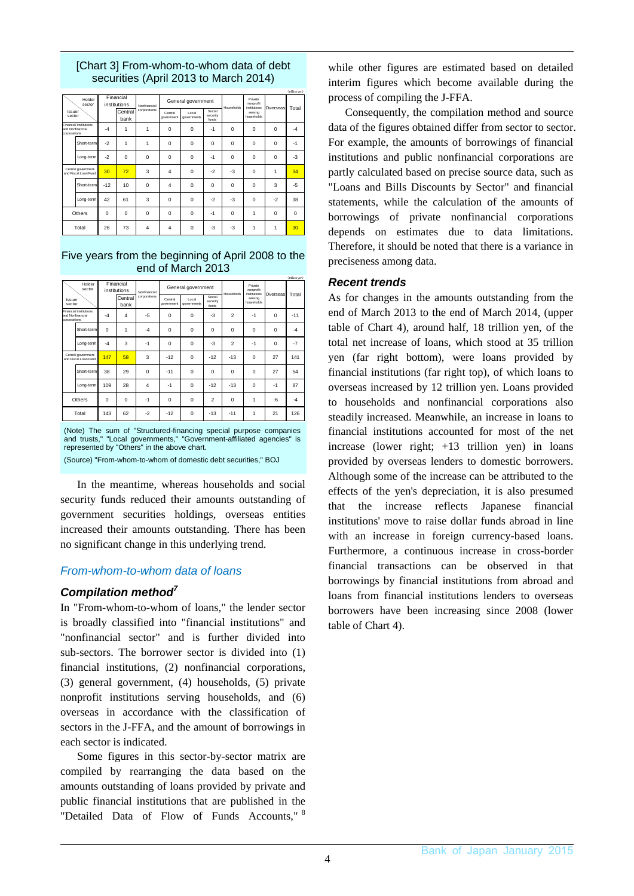[Chart 3] From-whom-to-whom data of debt securities (April 2013 to March 2014)

(trillion yen)

| Issuer sector \ Holder sector | | Financial institutions | Central bank | Nonfinancial corporations | Central government | Local governments | Social security funds | Households | Private nonprofit institutions serving households | Overseas | Total |
|---|---|---|---|---|---|---|---|---|---|---|---|
| Financial institutions and Nonfinancial corporations | | -4 | 1 | 1 | 0 | 0 | -1 | 0 | 0 | 0 | -4 |
| | Short-term | -2 | 1 | 1 | 0 | 0 | 0 | 0 | 0 | 0 | -1 |
| | Long-term | -2 | 0 | 0 | 0 | 0 | -1 | 0 | 0 | 0 | -3 |
| Central government and Fiscal Loan Fund | | 30 | 72 | 3 | 4 | 0 | -2 | -3 | 0 | 1 | 34 |
| | Short-term | -12 | 10 | 0 | 4 | 0 | 0 | 0 | 0 | 3 | -5 |
| | Long-term | 42 | 61 | 3 | 0 | 0 | -2 | -3 | 0 | -2 | 38 |
| Others | | 0 | 0 | 0 | 0 | 0 | -1 | 0 | 1 | 0 | 0 |
| Total | | 26 | 73 | 4 | 4 | 0 | -3 | -3 | 1 | 1 | 30 |

Five years from the beginning of April 2008 to the end of March 2013

(trillion yen)

| Issuer sector \ Holder sector | | Financial institutions | Central bank | Nonfinancial corporations | Central government | Local governments | Social security funds | Households | Private nonprofit institutions serving households | Overseas | Total |
|---|---|---|---|---|---|---|---|---|---|---|---|
| Financial institutions and Nonfinancial corporations | | -4 | 4 | -5 | 0 | 0 | -3 | 2 | -1 | 0 | -11 |
| | Short-term | 0 | 1 | -4 | 0 | 0 | 0 | 0 | 0 | 0 | -4 |
| | Long-term | -4 | 3 | -1 | 0 | 0 | -3 | 2 | -1 | 0 | -7 |
| Central government and Fiscal Loan Fund | | 147 | 58 | 3 | -12 | 0 | -12 | -13 | 0 | 27 | 141 |
| | Short-term | 38 | 29 | 0 | -11 | 0 | 0 | 0 | 0 | 27 | 54 |
| | Long-term | 109 | 28 | 4 | -1 | 0 | -12 | -13 | 0 | -1 | 87 |
| Others | | 0 | 0 | -1 | 0 | 0 | 2 | 0 | 1 | -6 | -4 |
| Total | | 143 | 62 | -2 | -12 | 0 | -13 | -11 | 1 | 21 | 126 |

(Note) The sum of "Structured-financing special purpose companies and trusts," "Local governments," "Government-affiliated agencies" is represented by "Others" in the above chart.

(Source) "From-whom-to-whom of domestic debt securities," BOJ

In the meantime, whereas households and social security funds reduced their amounts outstanding of government securities holdings, overseas entities increased their amounts outstanding. There has been no significant change in this underlying trend.

## *From-whom-to-whom data of loans*

### ***Compilation method***[7]

In "From-whom-to-whom of loans," the lender sector is broadly classified into "financial institutions" and "nonfinancial sector" and is further divided into sub-sectors. The borrower sector is divided into (1) financial institutions, (2) nonfinancial corporations, (3) general government, (4) households, (5) private nonprofit institutions serving households, and (6) overseas in accordance with the classification of sectors in the J-FFA, and the amount of borrowings in each sector is indicated.

Some figures in this sector-by-sector matrix are compiled by rearranging the data based on the amounts outstanding of loans provided by private and public financial institutions that are published in the "Detailed Data of Flow of Funds Accounts,"[8] while other figures are estimated based on detailed interim figures which become available during the process of compiling the J-FFA.

Consequently, the compilation method and source data of the figures obtained differ from sector to sector. For example, the amounts of borrowings of financial institutions and public nonfinancial corporations are partly calculated based on precise source data, such as "Loans and Bills Discounts by Sector" and financial statements, while the calculation of the amounts of borrowings of private nonfinancial corporations depends on estimates due to data limitations. Therefore, it should be noted that there is a variance in preciseness among data.

### ***Recent trends***

As for changes in the amounts outstanding from the end of March 2013 to the end of March 2014, (upper table of Chart 4), around half, 18 trillion yen, of the total net increase of loans, which stood at 35 trillion yen (far right bottom), were loans provided by financial institutions (far right top), of which loans to overseas increased by 12 trillion yen. Loans provided to households and nonfinancial corporations also steadily increased. Meanwhile, an increase in loans to financial institutions accounted for most of the net increase (lower right; +13 trillion yen) in loans provided by overseas lenders to domestic borrowers. Although some of the increase can be attributed to the effects of the yen's depreciation, it is also presumed that the increase reflects Japanese financial institutions' move to raise dollar funds abroad in line with an increase in foreign currency-based loans. Furthermore, a continuous increase in cross-border financial transactions can be observed in that borrowings by financial institutions from abroad and loans from financial institutions lenders to overseas borrowers have been increasing since 2008 (lower table of Chart 4).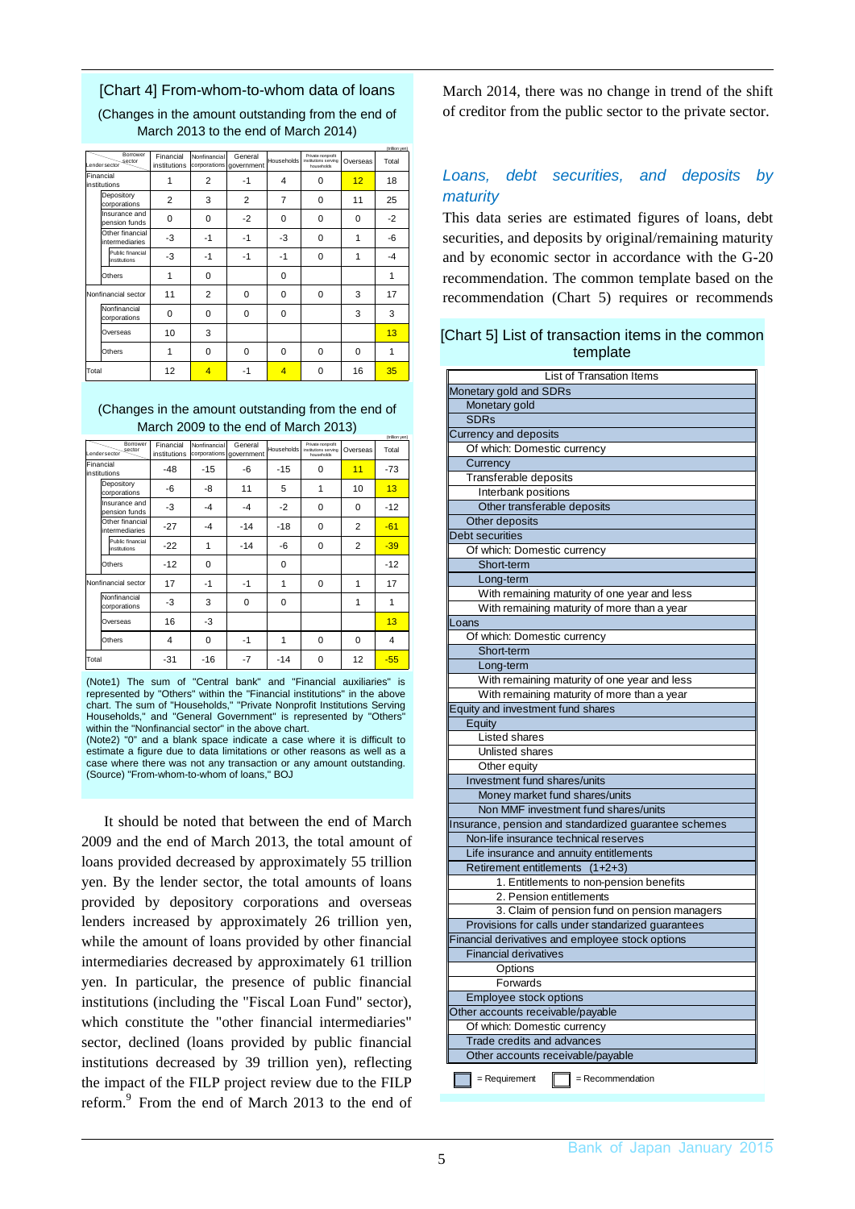## [Chart 4] From-whom-to-whom data of loans

(Changes in the amount outstanding from the end of March 2013 to the end of March 2014)

(trillion yen)

| Lender sector \ Borrower sector | Financial institutions | Nonfinancial corporations | General government | Households | Private nonprofit institutions serving households | Overseas | Total |
|---|---|---|---|---|---|---|---|
| Financial institutions | 1 | 2 | -1 | 4 | 0 | 12 | 18 |
| Depository corporations | 2 | 3 | 2 | 7 | 0 | 11 | 25 |
| Insurance and pension funds | 0 | 0 | -2 | 0 | 0 | 0 | -2 |
| Other financial intermediaries | -3 | -1 | -1 | -3 | 0 | 1 | -6 |
| Public financial institutions | -3 | -1 | -1 | -1 | 0 | 1 | -4 |
| Others | 1 | 0 | | 0 | | | 1 |
| Nonfinancial sector | 11 | 2 | 0 | 0 | 0 | 3 | 17 |
| Nonfinancial corporations | 0 | 0 | 0 | 0 | | 3 | 3 |
| Overseas | 10 | 3 | | | | | 13 |
| Others | 1 | 0 | 0 | 0 | 0 | 0 | 1 |
| Total | 12 | 4 | -1 | 4 | 0 | 16 | 35 |

(Changes in the amount outstanding from the end of March 2009 to the end of March 2013)

(trillion yen)

| Lender sector \ Borrower sector | Financial institutions | Nonfinancial corporations | General government | Households | Private nonprofit institutions serving households | Overseas | Total |
|---|---|---|---|---|---|---|---|
| Financial institutions | -48 | -15 | -6 | -15 | 0 | 11 | -73 |
| Depository corporations | -6 | -8 | 11 | 5 | 1 | 10 | 13 |
| Insurance and pension funds | -3 | -4 | -4 | -2 | 0 | 0 | -12 |
| Other financial intermediaries | -27 | -4 | -14 | -18 | 0 | 2 | -61 |
| Public financial institutions | -22 | 1 | -14 | -6 | 0 | 2 | -39 |
| Others | -12 | 0 | | 0 | | | -12 |
| Nonfinancial sector | 17 | -1 | -1 | 1 | 0 | 1 | 17 |
| Nonfinancial corporations | -3 | 3 | 0 | 0 | | 1 | 1 |
| Overseas | 16 | -3 | | | | | 13 |
| Others | 4 | 0 | -1 | 1 | 0 | 0 | 4 |
| Total | -31 | -16 | -7 | -14 | 0 | 12 | -55 |

(Note1) The sum of "Central bank" and "Financial auxiliaries" is represented by "Others" within the "Financial institutions" in the above chart. The sum of "Households," "Private Nonprofit Institutions Serving Households," and "General Government" is represented by "Others" within the "Nonfinancial sector" in the above chart.
(Note2) "0" and a blank space indicate a case where it is difficult to estimate a figure due to data limitations or other reasons as well as a case where there was not any transaction or any amount outstanding.
(Source) "From-whom-to-whom of loans," BOJ

It should be noted that between the end of March 2009 and the end of March 2013, the total amount of loans provided decreased by approximately 55 trillion yen. By the lender sector, the total amounts of loans provided by depository corporations and overseas lenders increased by approximately 26 trillion yen, while the amount of loans provided by other financial intermediaries decreased by approximately 61 trillion yen. In particular, the presence of public financial institutions (including the "Fiscal Loan Fund" sector), which constitute the "other financial intermediaries" sector, declined (loans provided by public financial institutions decreased by 39 trillion yen), reflecting the impact of the FILP project review due to the FILP reform.[9] From the end of March 2013 to the end of March 2014, there was no change in trend of the shift of creditor from the public sector to the private sector.

### *Loans, debt securities, and deposits by maturity*

This data series are estimated figures of loans, debt securities, and deposits by original/remaining maturity and by economic sector in accordance with the G-20 recommendation. The common template based on the recommendation (Chart 5) requires or recommends

## [Chart 5] List of transaction items in the common template

| List of Transation Items |
|---|
| Monetary gold and SDRs |
| Monetary gold |
| SDRs |
| Currency and deposits |
| Of which: Domestic currency |
| Currency |
| Transferable deposits |
| Interbank positions |
| Other transferable deposits |
| Other deposits |
| Debt securities |
| Of which: Domestic currency |
| Short-term |
| Long-term |
| With remaining maturity of one year and less |
| With remaining maturity of more than a year |
| Loans |
| Of which: Domestic currency |
| Short-term |
| Long-term |
| With remaining maturity of one year and less |
| With remaining maturity of more than a year |
| Equity and investment fund shares |
| Equity |
| Listed shares |
| Unlisted shares |
| Other equity |
| Investment fund shares/units |
| Money market fund shares/units |
| Non MMF investment fund shares/units |
| Insurance, pension and standardized guarantee schemes |
| Non-life insurance technical reserves |
| Life insurance and annuity entitlements |
| Retirement entitlements (1+2+3) |
| 1. Entitlements to non-pension benefits |
| 2. Pension entitlements |
| 3. Claim of pension fund on pension managers |
| Provisions for calls under standarized guarantees |
| Financial derivatives and employee stock options |
| Financial derivatives |
| Options |
| Forwards |
| Employee stock options |
| Other accounts receivable/payable |
| Of which: Domestic currency |
| Trade credits and advances |
| Other accounts receivable/payable |

= Requirement　　= Recommendation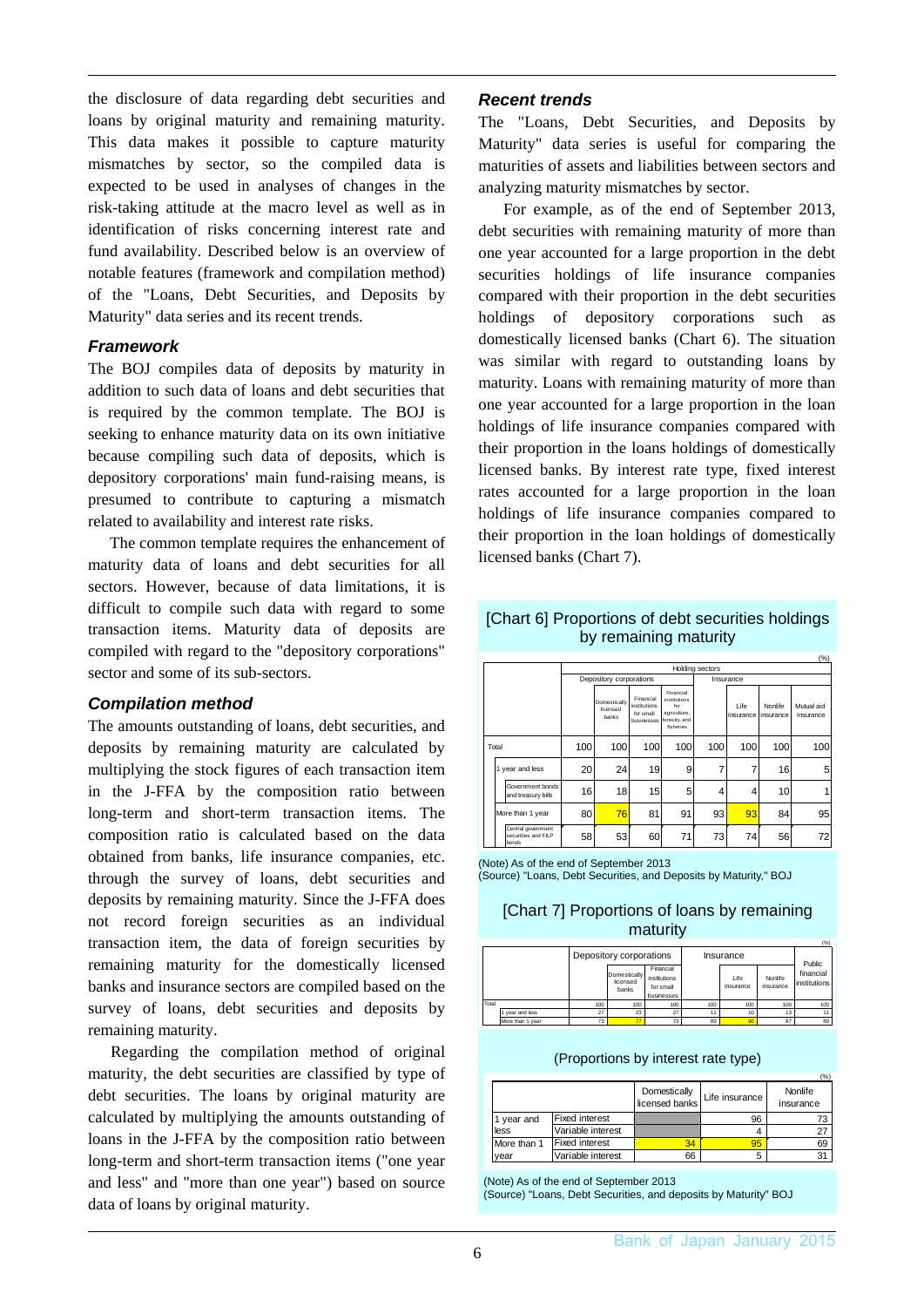the disclosure of data regarding debt securities and loans by original maturity and remaining maturity. This data makes it possible to capture maturity mismatches by sector, so the compiled data is expected to be used in analyses of changes in the risk-taking attitude at the macro level as well as in identification of risks concerning interest rate and fund availability. Described below is an overview of notable features (framework and compilation method) of the "Loans, Debt Securities, and Deposits by Maturity" data series and its recent trends.

### *Framework*

The BOJ compiles data of deposits by maturity in addition to such data of loans and debt securities that is required by the common template. The BOJ is seeking to enhance maturity data on its own initiative because compiling such data of deposits, which is depository corporations' main fund-raising means, is presumed to contribute to capturing a mismatch related to availability and interest rate risks.

The common template requires the enhancement of maturity data of loans and debt securities for all sectors. However, because of data limitations, it is difficult to compile such data with regard to some transaction items. Maturity data of deposits are compiled with regard to the "depository corporations" sector and some of its sub-sectors.

### *Compilation method*

The amounts outstanding of loans, debt securities, and deposits by remaining maturity are calculated by multiplying the stock figures of each transaction item in the J-FFA by the composition ratio between long-term and short-term transaction items. The composition ratio is calculated based on the data obtained from banks, life insurance companies, etc. through the survey of loans, debt securities and deposits by remaining maturity. Since the J-FFA does not record foreign securities as an individual transaction item, the data of foreign securities by remaining maturity for the domestically licensed banks and insurance sectors are compiled based on the survey of loans, debt securities and deposits by remaining maturity.

Regarding the compilation method of original maturity, the debt securities are classified by type of debt securities. The loans by original maturity are calculated by multiplying the amounts outstanding of loans in the J-FFA by the composition ratio between long-term and short-term transaction items ("one year and less" and "more than one year") based on source data of loans by original maturity.

### *Recent trends*

The "Loans, Debt Securities, and Deposits by Maturity" data series is useful for comparing the maturities of assets and liabilities between sectors and analyzing maturity mismatches by sector.

For example, as of the end of September 2013, debt securities with remaining maturity of more than one year accounted for a large proportion in the debt securities holdings of life insurance companies compared with their proportion in the debt securities holdings of depository corporations such as domestically licensed banks (Chart 6). The situation was similar with regard to outstanding loans by maturity. Loans with remaining maturity of more than one year accounted for a large proportion in the loan holdings of life insurance companies compared with their proportion in the loans holdings of domestically licensed banks. By interest rate type, fixed interest rates accounted for a large proportion in the loan holdings of life insurance companies compared to their proportion in the loan holdings of domestically licensed banks (Chart 7).

[Chart 6] Proportions of debt securities holdings by remaining maturity

(%)

| | Holding sectors | | | | | | | |
|---|---|---|---|---|---|---|---|---|
| | Depository corporations | | | | Insurance | | | |
| | | Domestically licensed banks | Financial institutions for small businesses | Financial institutions for agriculture, forestry, and fisheries | | Life insurance | Nonlife insurance | Mutual aid insurance |
| Total | 100 | 100 | 100 | 100 | 100 | 100 | 100 | 100 |
| 1 year and less | 20 | 24 | 19 | 9 | 7 | 7 | 16 | 5 |
| Government bonds and treasury bills | 16 | 18 | 15 | 5 | 4 | 4 | 10 | 1 |
| More than 1 year | 80 | 76 | 81 | 91 | 93 | 93 | 84 | 95 |
| Central government securities and FILP bonds | 58 | 53 | 60 | 71 | 73 | 74 | 56 | 72 |

(Note) As of the end of September 2013
(Source) "Loans, Debt Securities, and Deposits by Maturity," BOJ

[Chart 7] Proportions of loans by remaining maturity

(%)

| | Depository corporations | | | Insurance | | | Public financial institutions |
|---|---|---|---|---|---|---|---|
| | | Domestically licensed banks | Financial institutions for small businesses | | Life insurance | Nonlife insurance | |
| Total | 100 | 100 | 100 | 100 | 100 | 100 | 100 |
| 1 year and less | 27 | 23 | 27 | 11 | 10 | 13 | 11 |
| More than 1 year | 73 | 77 | 73 | 89 | 90 | 87 | 89 |

(Proportions by interest rate type)

(%)

| | | Domestically licensed banks | Life insurance | Nonlife insurance |
|---|---|---|---|---|
| 1 year and less | Fixed interest | | 96 | 73 |
| | Variable interest | | 4 | 27 |
| More than 1 year | Fixed interest | 34 | 95 | 69 |
| | Variable interest | 66 | 5 | 31 |

(Note) As of the end of September 2013
(Source) "Loans, Debt Securities, and deposits by Maturity" BOJ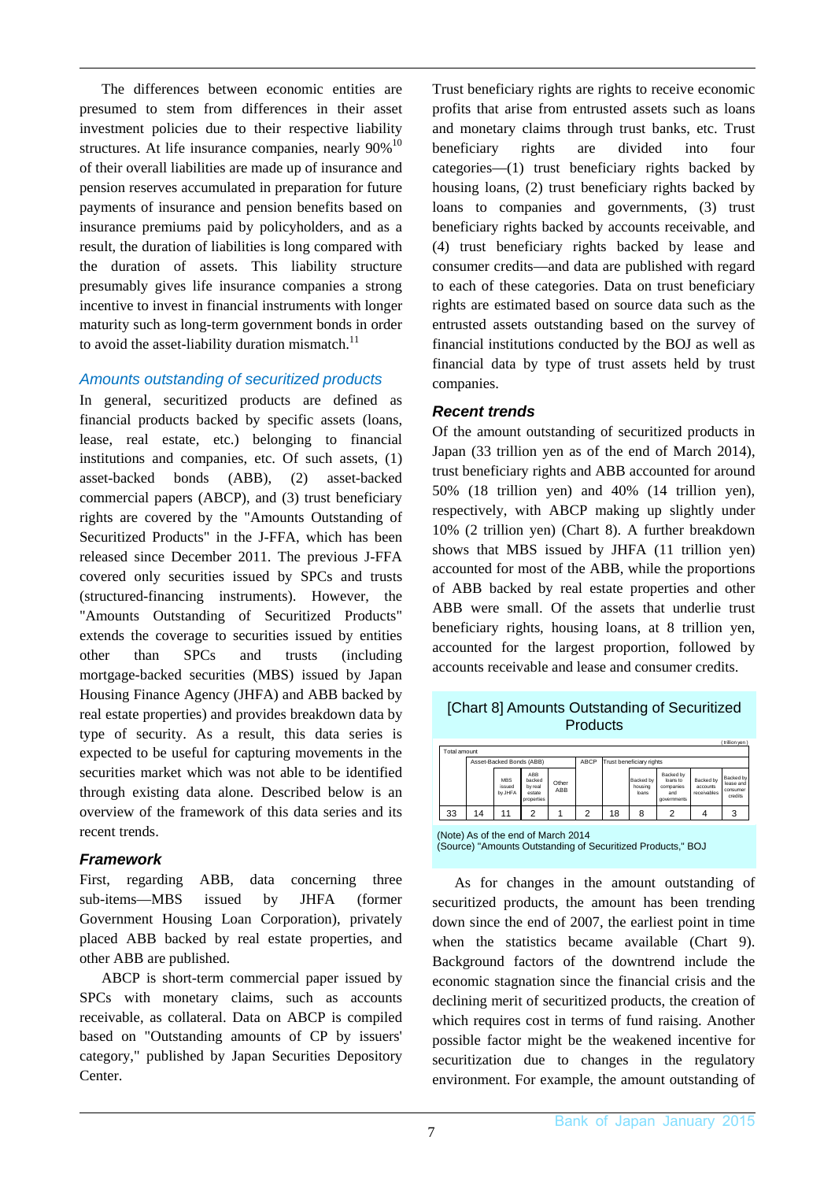The differences between economic entities are presumed to stem from differences in their asset investment policies due to their respective liability structures. At life insurance companies, nearly 90%[10] of their overall liabilities are made up of insurance and pension reserves accumulated in preparation for future payments of insurance and pension benefits based on insurance premiums paid by policyholders, and as a result, the duration of liabilities is long compared with the duration of assets. This liability structure presumably gives life insurance companies a strong incentive to invest in financial instruments with longer maturity such as long-term government bonds in order to avoid the asset-liability duration mismatch.[11]

## *Amounts outstanding of securitized products*

In general, securitized products are defined as financial products backed by specific assets (loans, lease, real estate, etc.) belonging to financial institutions and companies, etc. Of such assets, (1) asset-backed bonds (ABB), (2) asset-backed commercial papers (ABCP), and (3) trust beneficiary rights are covered by the "Amounts Outstanding of Securitized Products" in the J-FFA, which has been released since December 2011. The previous J-FFA covered only securities issued by SPCs and trusts (structured-financing instruments). However, the "Amounts Outstanding of Securitized Products" extends the coverage to securities issued by entities other than SPCs and trusts (including mortgage-backed securities (MBS) issued by Japan Housing Finance Agency (JHFA) and ABB backed by real estate properties) and provides breakdown data by type of security. As a result, this data series is expected to be useful for capturing movements in the securities market which was not able to be identified through existing data alone. Described below is an overview of the framework of this data series and its recent trends.

### *Framework*

First, regarding ABB, data concerning three sub-items—MBS issued by JHFA (former Government Housing Loan Corporation), privately placed ABB backed by real estate properties, and other ABB are published.

ABCP is short-term commercial paper issued by SPCs with monetary claims, such as accounts receivable, as collateral. Data on ABCP is compiled based on "Outstanding amounts of CP by issuers' category," published by Japan Securities Depository Center.

Trust beneficiary rights are rights to receive economic profits that arise from entrusted assets such as loans and monetary claims through trust banks, etc. Trust beneficiary rights are divided into four categories—(1) trust beneficiary rights backed by housing loans, (2) trust beneficiary rights backed by loans to companies and governments, (3) trust beneficiary rights backed by accounts receivable, and (4) trust beneficiary rights backed by lease and consumer credits—and data are published with regard to each of these categories. Data on trust beneficiary rights are estimated based on source data such as the entrusted assets outstanding based on the survey of financial institutions conducted by the BOJ as well as financial data by type of trust assets held by trust companies.

### *Recent trends*

Of the amount outstanding of securitized products in Japan (33 trillion yen as of the end of March 2014), trust beneficiary rights and ABB accounted for around 50% (18 trillion yen) and 40% (14 trillion yen), respectively, with ABCP making up slightly under 10% (2 trillion yen) (Chart 8). A further breakdown shows that MBS issued by JHFA (11 trillion yen) accounted for most of the ABB, while the proportions of ABB backed by real estate properties and other ABB were small. Of the assets that underlie trust beneficiary rights, housing loans, at 8 trillion yen, accounted for the largest proportion, followed by accounts receivable and lease and consumer credits.

[Chart 8] Amounts Outstanding of Securitized Products

(trillion yen)

| Total amount | Asset-Backed Bonds (ABB) | | | | ABCP | Trust beneficiary rights | | | | |
|---|---|---|---|---|---|---|---|---|---|---|
| | | MBS issued by JHFA | ABB backed by real estate properties | Other ABB | | | Backed by housing loans | Backed by loans to companies and governments | Backed by accounts receivables | Backed by lease and consumer credits |
| 33 | 14 | 11 | 2 | 1 | 2 | 18 | 8 | 2 | 4 | 3 |

(Note) As of the end of March 2014
(Source) "Amounts Outstanding of Securitized Products," BOJ

As for changes in the amount outstanding of securitized products, the amount has been trending down since the end of 2007, the earliest point in time when the statistics became available (Chart 9). Background factors of the downtrend include the economic stagnation since the financial crisis and the declining merit of securitized products, the creation of which requires cost in terms of fund raising. Another possible factor might be the weakened incentive for securitization due to changes in the regulatory environment. For example, the amount outstanding of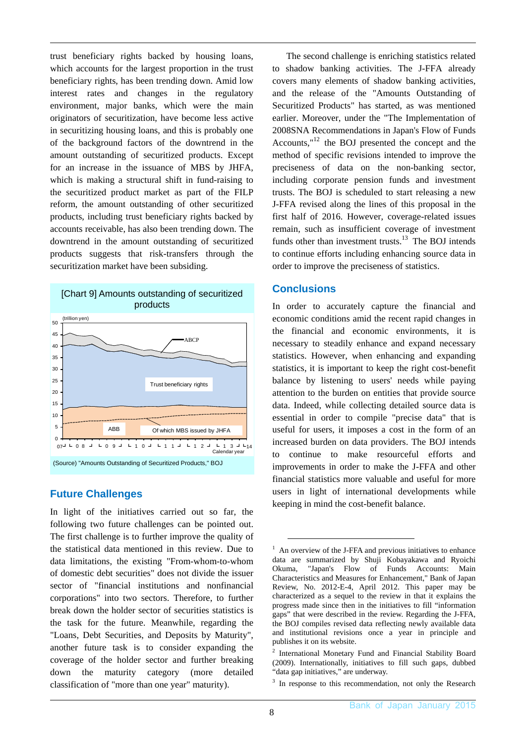trust beneficiary rights backed by housing loans, which accounts for the largest proportion in the trust beneficiary rights, has been trending down. Amid low interest rates and changes in the regulatory environment, major banks, which were the main originators of securitization, have become less active in securitizing housing loans, and this is probably one of the background factors of the downtrend in the amount outstanding of securitized products. Except for an increase in the issuance of MBS by JHFA, which is making a structural shift in fund-raising to the securitized product market as part of the FILP reform, the amount outstanding of other securitized products, including trust beneficiary rights backed by accounts receivable, has also been trending down. The downtrend in the amount outstanding of securitized products suggests that risk-transfers through the securitization market have been subsiding.

[Chart 9] Amounts outstanding of securitized products

(Source) "Amounts Outstanding of Securitized Products," BOJ

## Future Challenges

In light of the initiatives carried out so far, the following two future challenges can be pointed out. The first challenge is to further improve the quality of the statistical data mentioned in this review. Due to data limitations, the existing "From-whom-to-whom of domestic debt securities" does not divide the issuer sector of "financial institutions and nonfinancial corporations" into two sectors. Therefore, to further break down the holder sector of securities statistics is the task for the future. Meanwhile, regarding the "Loans, Debt Securities, and Deposits by Maturity", another future task is to consider expanding the coverage of the holder sector and further breaking down the maturity category (more detailed classification of "more than one year" maturity).

The second challenge is enriching statistics related to shadow banking activities. The J-FFA already covers many elements of shadow banking activities, and the release of the "Amounts Outstanding of Securitized Products" has started, as was mentioned earlier. Moreover, under the "The Implementation of 2008SNA Recommendations in Japan's Flow of Funds Accounts,"[12] the BOJ presented the concept and the method of specific revisions intended to improve the preciseness of data on the non-banking sector, including corporate pension funds and investment trusts. The BOJ is scheduled to start releasing a new J-FFA revised along the lines of this proposal in the first half of 2016. However, coverage-related issues remain, such as insufficient coverage of investment funds other than investment trusts.[13] The BOJ intends to continue efforts including enhancing source data in order to improve the preciseness of statistics.

## Conclusions

In order to accurately capture the financial and economic conditions amid the recent rapid changes in the financial and economic environments, it is necessary to steadily enhance and expand necessary statistics. However, when enhancing and expanding statistics, it is important to keep the right cost-benefit balance by listening to users' needs while paying attention to the burden on entities that provide source data. Indeed, while collecting detailed source data is essential in order to compile "precise data" that is useful for users, it imposes a cost in the form of an increased burden on data providers. The BOJ intends to continue to make resourceful efforts and improvements in order to make the J-FFA and other financial statistics more valuable and useful for more users in light of international developments while keeping in mind the cost-benefit balance.

---

[1] An overview of the J-FFA and previous initiatives to enhance data are summarized by Shuji Kobayakawa and Ryoichi Okuma, "Japan's Flow of Funds Accounts: Main Characteristics and Measures for Enhancement," Bank of Japan Review, No. 2012-E-4, April 2012. This paper may be characterized as a sequel to the review in that it explains the progress made since then in the initiatives to fill "information gaps" that were described in the review. Regarding the J-FFA, the BOJ compiles revised data reflecting newly available data and institutional revisions once a year in principle and publishes it on its website.

[2] International Monetary Fund and Financial Stability Board (2009). Internationally, initiatives to fill such gaps, dubbed "data gap initiatives," are underway.

[3] In response to this recommendation, not only the Research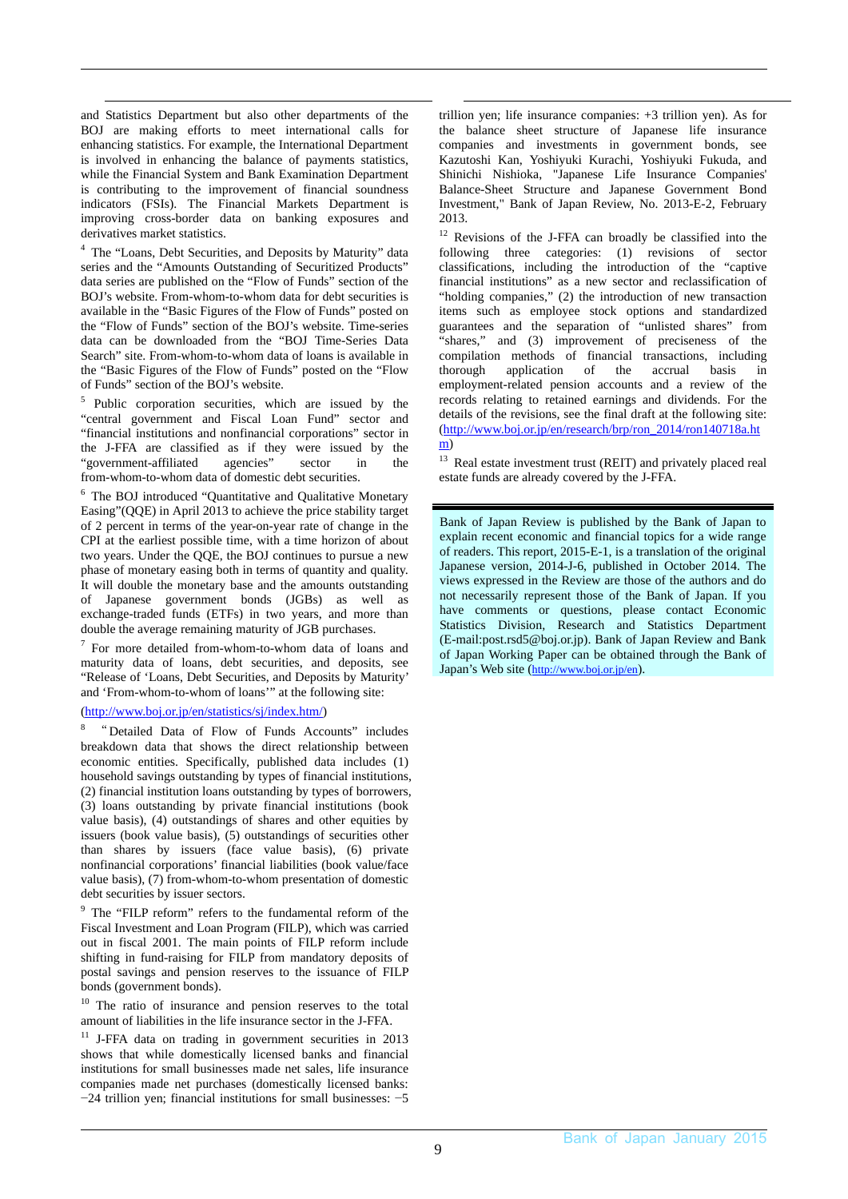and Statistics Department but also other departments of the BOJ are making efforts to meet international calls for enhancing statistics. For example, the International Department is involved in enhancing the balance of payments statistics, while the Financial System and Bank Examination Department is contributing to the improvement of financial soundness indicators (FSIs). The Financial Markets Department is improving cross-border data on banking exposures and derivatives market statistics.

[4] The "Loans, Debt Securities, and Deposits by Maturity" data series and the "Amounts Outstanding of Securitized Products" data series are published on the "Flow of Funds" section of the BOJ's website. From-whom-to-whom data for debt securities is available in the "Basic Figures of the Flow of Funds" posted on the "Flow of Funds" section of the BOJ's website. Time-series data can be downloaded from the "BOJ Time-Series Data Search" site. From-whom-to-whom data of loans is available in the "Basic Figures of the Flow of Funds" posted on the "Flow of Funds" section of the BOJ's website.

[5] Public corporation securities, which are issued by the "central government and Fiscal Loan Fund" sector and "financial institutions and nonfinancial corporations" sector in the J-FFA are classified as if they were issued by the "government-affiliated agencies" sector in the from-whom-to-whom data of domestic debt securities.

[6] The BOJ introduced "Quantitative and Qualitative Monetary Easing"(QQE) in April 2013 to achieve the price stability target of 2 percent in terms of the year-on-year rate of change in the CPI at the earliest possible time, with a time horizon of about two years. Under the QQE, the BOJ continues to pursue a new phase of monetary easing both in terms of quantity and quality. It will double the monetary base and the amounts outstanding of Japanese government bonds (JGBs) as well as exchange-traded funds (ETFs) in two years, and more than double the average remaining maturity of JGB purchases.

[7] For more detailed from-whom-to-whom data of loans and maturity data of loans, debt securities, and deposits, see "Release of 'Loans, Debt Securities, and Deposits by Maturity' and 'From-whom-to-whom of loans'" at the following site:

(http://www.boj.or.jp/en/statistics/sj/index.htm/)

[8] "Detailed Data of Flow of Funds Accounts" includes breakdown data that shows the direct relationship between economic entities. Specifically, published data includes (1) household savings outstanding by types of financial institutions, (2) financial institution loans outstanding by types of borrowers, (3) loans outstanding by private financial institutions (book value basis), (4) outstandings of shares and other equities by issuers (book value basis), (5) outstandings of securities other than shares by issuers (face value basis), (6) private nonfinancial corporations' financial liabilities (book value/face value basis), (7) from-whom-to-whom presentation of domestic debt securities by issuer sectors.

[9] The "FILP reform" refers to the fundamental reform of the Fiscal Investment and Loan Program (FILP), which was carried out in fiscal 2001. The main points of FILP reform include shifting in fund-raising for FILP from mandatory deposits of postal savings and pension reserves to the issuance of FILP bonds (government bonds).

[10] The ratio of insurance and pension reserves to the total amount of liabilities in the life insurance sector in the J-FFA.

[11] J-FFA data on trading in government securities in 2013 shows that while domestically licensed banks and financial institutions for small businesses made net sales, life insurance companies made net purchases (domestically licensed banks: −24 trillion yen; financial institutions for small businesses: −5 trillion yen; life insurance companies: +3 trillion yen). As for the balance sheet structure of Japanese life insurance companies and investments in government bonds, see Kazutoshi Kan, Yoshiyuki Kurachi, Yoshiyuki Fukuda, and Shinichi Nishioka, "Japanese Life Insurance Companies' Balance-Sheet Structure and Japanese Government Bond Investment," Bank of Japan Review, No. 2013-E-2, February 2013.

[12] Revisions of the J-FFA can broadly be classified into the following three categories: (1) revisions of sector classifications, including the introduction of the "captive financial institutions" as a new sector and reclassification of "holding companies," (2) the introduction of new transaction items such as employee stock options and standardized guarantees and the separation of "unlisted shares" from "shares," and (3) improvement of preciseness of the compilation methods of financial transactions, including thorough application of the accrual basis in employment-related pension accounts and a review of the records relating to retained earnings and dividends. For the details of the revisions, see the final draft at the following site: (http://www.boj.or.jp/en/research/brp/ron_2014/ron140718a.htm)

[13] Real estate investment trust (REIT) and privately placed real estate funds are already covered by the J-FFA.

---

Bank of Japan Review is published by the Bank of Japan to explain recent economic and financial topics for a wide range of readers. This report, 2015-E-1, is a translation of the original Japanese version, 2014-J-6, published in October 2014. The views expressed in the Review are those of the authors and do not necessarily represent those of the Bank of Japan. If you have comments or questions, please contact Economic Statistics Division, Research and Statistics Department (E-mail:post.rsd5@boj.or.jp). Bank of Japan Review and Bank of Japan Working Paper can be obtained through the Bank of Japan's Web site (http://www.boj.or.jp/en).